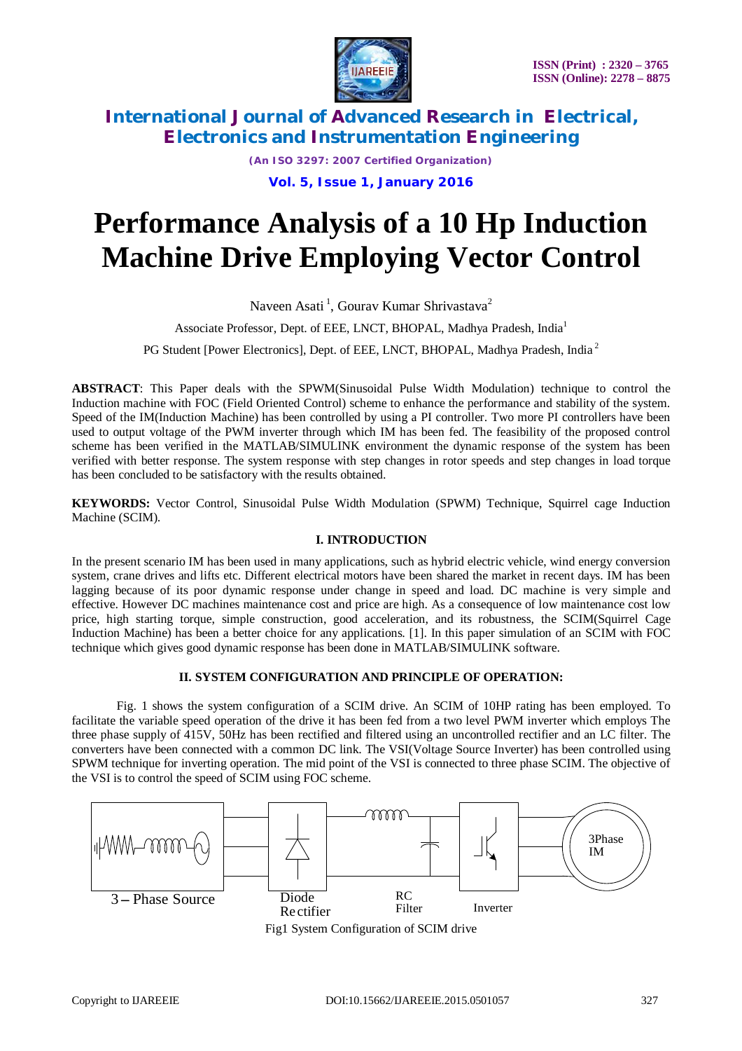# Performance Analysis of a 10 Hp Induction Machine Drive Employing Vector Control

Naveen Asati [1], Gourav Kumar Shrivastava[2]

Associate Professor, Dept. of EEE, LNCT, BHOPAL, Madhya Pradesh, India[1]

PG Student [Power Electronics], Dept. of EEE, LNCT, BHOPAL, Madhya Pradesh, India [2]

**ABSTRACT**: This Paper deals with the SPWM(Sinusoidal Pulse Width Modulation) technique to control the Induction machine with FOC (Field Oriented Control) scheme to enhance the performance and stability of the system. Speed of the IM(Induction Machine) has been controlled by using a PI controller. Two more PI controllers have been used to output voltage of the PWM inverter through which IM has been fed. The feasibility of the proposed control scheme has been verified in the MATLAB/SIMULINK environment the dynamic response of the system has been verified with better response. The system response with step changes in rotor speeds and step changes in load torque has been concluded to be satisfactory with the results obtained.

**KEYWORDS:** Vector Control, Sinusoidal Pulse Width Modulation (SPWM) Technique, Squirrel cage Induction Machine (SCIM).

## I. INTRODUCTION

In the present scenario IM has been used in many applications, such as hybrid electric vehicle, wind energy conversion system, crane drives and lifts etc. Different electrical motors have been shared the market in recent days. IM has been lagging because of its poor dynamic response under change in speed and load. DC machine is very simple and effective. However DC machines maintenance cost and price are high. As a consequence of low maintenance cost low price, high starting torque, simple construction, good acceleration, and its robustness, the SCIM(Squirrel Cage Induction Machine) has been a better choice for any applications. [1]. In this paper simulation of an SCIM with FOC technique which gives good dynamic response has been done in MATLAB/SIMULINK software.

## II. SYSTEM CONFIGURATION AND PRINCIPLE OF OPERATION:

Fig. 1 shows the system configuration of a SCIM drive. An SCIM of 10HP rating has been employed. To facilitate the variable speed operation of the drive it has been fed from a two level PWM inverter which employs The three phase supply of 415V, 50Hz has been rectified and filtered using an uncontrolled rectifier and an LC filter. The converters have been connected with a common DC link. The VSI(Voltage Source Inverter) has been controlled using SPWM technique for inverting operation. The mid point of the VSI is connected to three phase SCIM. The objective of the VSI is to control the speed of SCIM using FOC scheme.

3 – Phase Source | Diode Rectifier | RC Filter | Inverter | 3Phase IM

Fig1 System Configuration of SCIM drive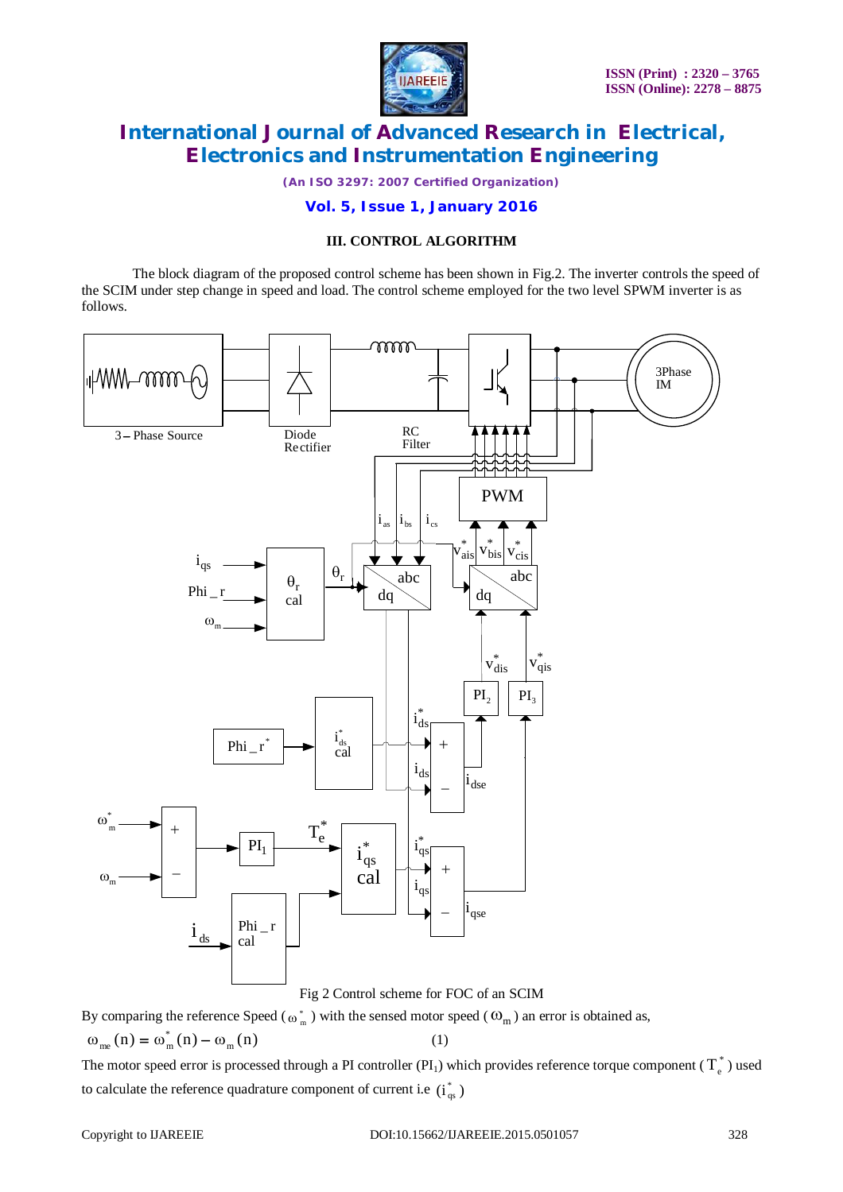### III. CONTROL ALGORITHM

The block diagram of the proposed control scheme has been shown in Fig.2. The inverter controls the speed of the SCIM under step change in speed and load. The control scheme employed for the two level SPWM inverter is as follows.

Fig 2 Control scheme for FOC of an SCIM

By comparing the reference Speed ($\omega_m^*$) with the sensed motor speed ($\omega_m$) an error is obtained as,

$$\omega_{me}(n) = \omega_m^*(n) - \omega_m(n) \qquad (1)$$

The motor speed error is processed through a PI controller ($PI_1$) which provides reference torque component ($T_e^*$) used to calculate the reference quadrature component of current i.e ($i_{qs}^*$)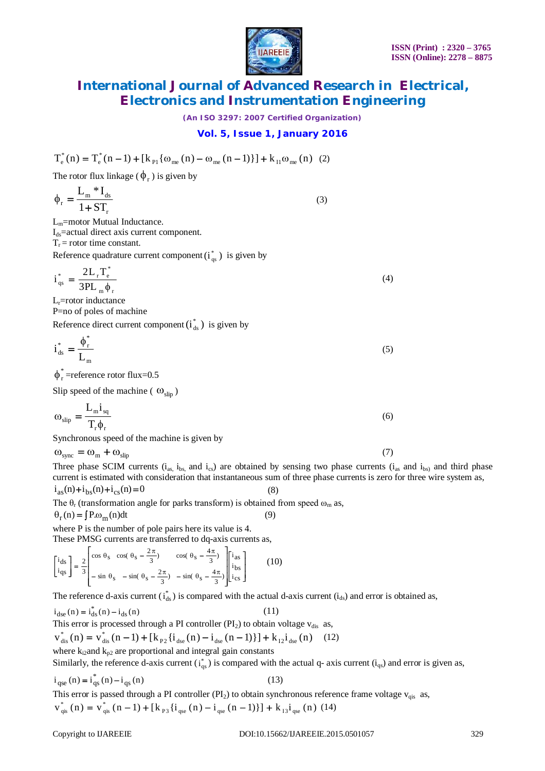$$T_e^*(n) = T_e^*(n-1) + [k_{P1}\{\omega_{me}(n) - \omega_{me}(n-1)\}] + k_{I1}\omega_{me}(n) \quad (2)$$

The rotor flux linkage ($\phi_r$) is given by

$$\phi_r = \frac{L_m * I_{ds}}{1 + ST_r} \quad (3)$$

$L_m$=motor Mutual Inductance.
$I_{ds}$=actual direct axis current component.
$T_r$ = rotor time constant.

Reference quadrature current component ($i_{qs}^*$) is given by

$$i_{qs}^* = \frac{2L_r T_e^*}{3PL_m \phi_r} \quad (4)$$

$L_r$=rotor inductance
P=no of poles of machine

Reference direct current component ($i_{ds}^*$) is given by

$$i_{ds}^* = \frac{\phi_r^*}{L_m} \quad (5)$$

$\phi_r^*$ =reference rotor flux=0.5

Slip speed of the machine ( $\omega_{slip}$ )

$$\omega_{slip} = \frac{L_m i_{sq}}{T_r \phi_r} \quad (6)$$

Synchronous speed of the machine is given by

$$\omega_{sync} = \omega_m + \omega_{slip} \quad (7)$$

Three phase SCIM currents ($i_{as}$, $i_{bs}$, and $i_{cs}$) are obtained by sensing two phase currents ($i_{as}$ and $i_{bs}$) and third phase current is estimated with consideration that instantaneous sum of three phase currents is zero for three wire system as,

$$i_{as}(n) + i_{bs}(n) + i_{cs}(n) = 0 \quad (8)$$

The $\theta_r$ (transformation angle for parks transform) is obtained from speed $\omega_m$ as,

$$\theta_r(n) = \int P.\omega_m(n)dt \quad (9)$$

where P is the number of pole pairs here its value is 4.
These PMSG currents are transferred to dq-axis currents as,

$$\begin{bmatrix} i_{ds} \\ i_{qs} \end{bmatrix} = \frac{2}{3}\begin{bmatrix} \cos\theta_S & \cos(\theta_S - \frac{2\pi}{3}) & \cos(\theta_S - \frac{4\pi}{3}) \\ -\sin\theta_S & -\sin(\theta_S - \frac{2\pi}{3}) & -\sin(\theta_S - \frac{4\pi}{3}) \end{bmatrix}\begin{bmatrix} i_{as} \\ i_{bs} \\ i_{cs} \end{bmatrix} \quad (10)$$

The reference d-axis current ($i_{ds}^*$) is compared with the actual d-axis current ($i_{ds}$) and error is obtained as,

$$i_{dse}(n) = i_{ds}^*(n) - i_{ds}(n) \quad (11)$$

This error is processed through a PI controller ($PI_2$) to obtain voltage $v_{dis}$ as,

$$v_{dis}^*(n) = v_{dis}^*(n-1) + [k_{P2}\{i_{dse}(n) - i_{dse}(n-1)\}] + k_{I2} i_{dse}(n) \quad (12)$$

where $k_{i2}$and $k_{p2}$ are proportional and integral gain constants

Similarly, the reference d-axis current ($i_{qs}^*$) is compared with the actual q- axis current ($i_{qs}$) and error is given as,

$$i_{qse}(n) = i_{qs}^*(n) - i_{qs}(n) \quad (13)$$

This error is passed through a PI controller ($PI_2$) to obtain synchronous reference frame voltage $v_{qis}$ as,

$$v_{qis}^*(n) = v_{qis}^*(n-1) + [k_{P3}\{i_{qse}(n) - i_{qse}(n-1)\}] + k_{I3} i_{qse}(n) \quad (14)$$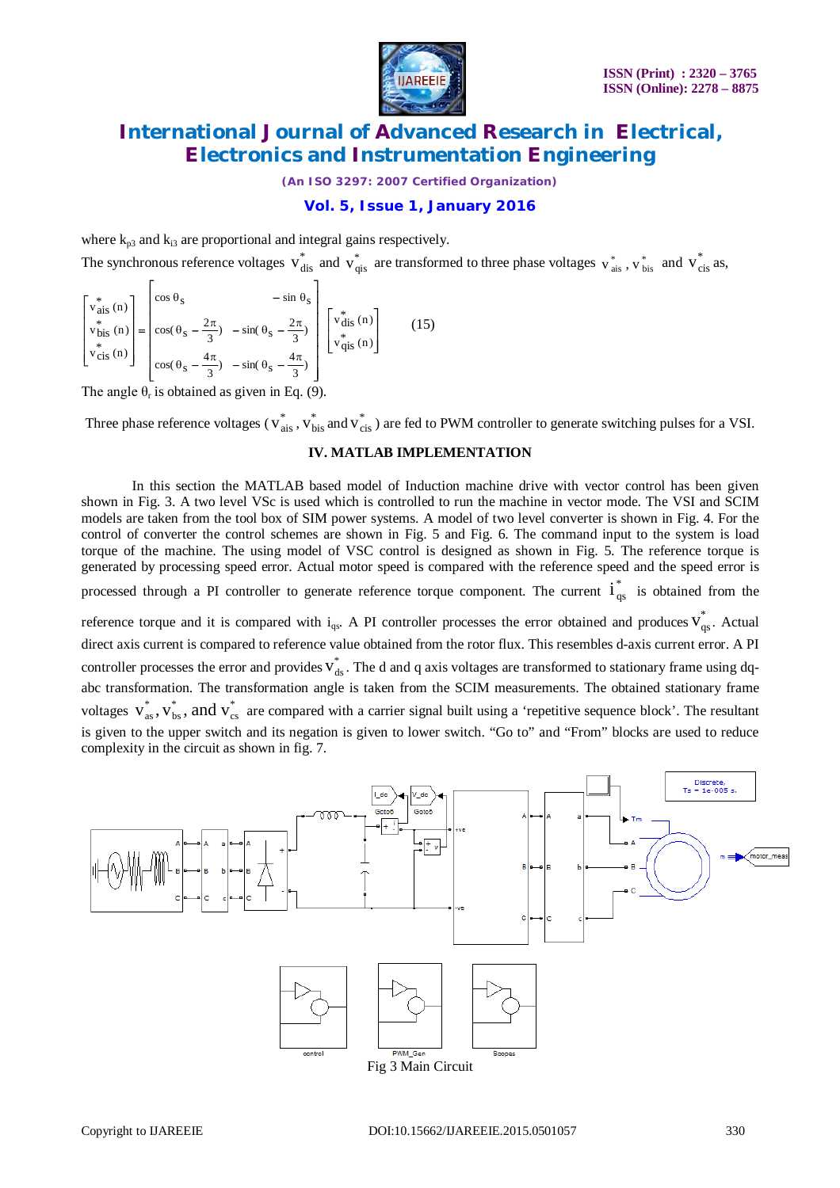where $k_{p3}$ and $k_{i3}$ are proportional and integral gains respectively.

The synchronous reference voltages $v^*_{dis}$ and $v^*_{qis}$ are transformed to three phase voltages $v^*_{ais}$, $v^*_{bis}$ and $v^*_{cis}$ as,

$$\begin{bmatrix} v^*_{ais}(n) \\ v^*_{bis}(n) \\ v^*_{cis}(n) \end{bmatrix} = \begin{bmatrix} \cos\theta_s & -\sin\theta_s \\ \cos(\theta_s - \frac{2\pi}{3}) & -\sin(\theta_s - \frac{2\pi}{3}) \\ \cos(\theta_s - \frac{4\pi}{3}) & -\sin(\theta_s - \frac{4\pi}{3}) \end{bmatrix} \begin{bmatrix} v^*_{dis}(n) \\ v^*_{qis}(n) \end{bmatrix} \qquad (15)$$

The angle $\theta_r$ is obtained as given in Eq. (9).

Three phase reference voltages ($v^*_{ais}$, $v^*_{bis}$ and $v^*_{cis}$) are fed to PWM controller to generate switching pulses for a VSI.

## IV. MATLAB IMPLEMENTATION

In this section the MATLAB based model of Induction machine drive with vector control has been given shown in Fig. 3. A two level VSc is used which is controlled to run the machine in vector mode. The VSI and SCIM models are taken from the tool box of SIM power systems. A model of two level converter is shown in Fig. 4. For the control of converter the control schemes are shown in Fig. 5 and Fig. 6. The command input to the system is load torque of the machine. The using model of VSC control is designed as shown in Fig. 5. The reference torque is generated by processing speed error. Actual motor speed is compared with the reference speed and the speed error is processed through a PI controller to generate reference torque component. The current $i^*_{qs}$ is obtained from the reference torque and it is compared with $i_{qs}$. A PI controller processes the error obtained and produces $V^*_{qs}$. Actual direct axis current is compared to reference value obtained from the rotor flux. This resembles d-axis current error. A PI controller processes the error and provides $V^*_{ds}$. The d and q axis voltages are transformed to stationary frame using dq-abc transformation. The transformation angle is taken from the SCIM measurements. The obtained stationary frame voltages $v^*_{as}$, $v^*_{bs}$, and $v^*_{cs}$ are compared with a carrier signal built using a 'repetitive sequence block'. The resultant is given to the upper switch and its negation is given to lower switch. "Go to" and "From" blocks are used to reduce complexity in the circuit as shown in fig. 7.

Fig 3 Main Circuit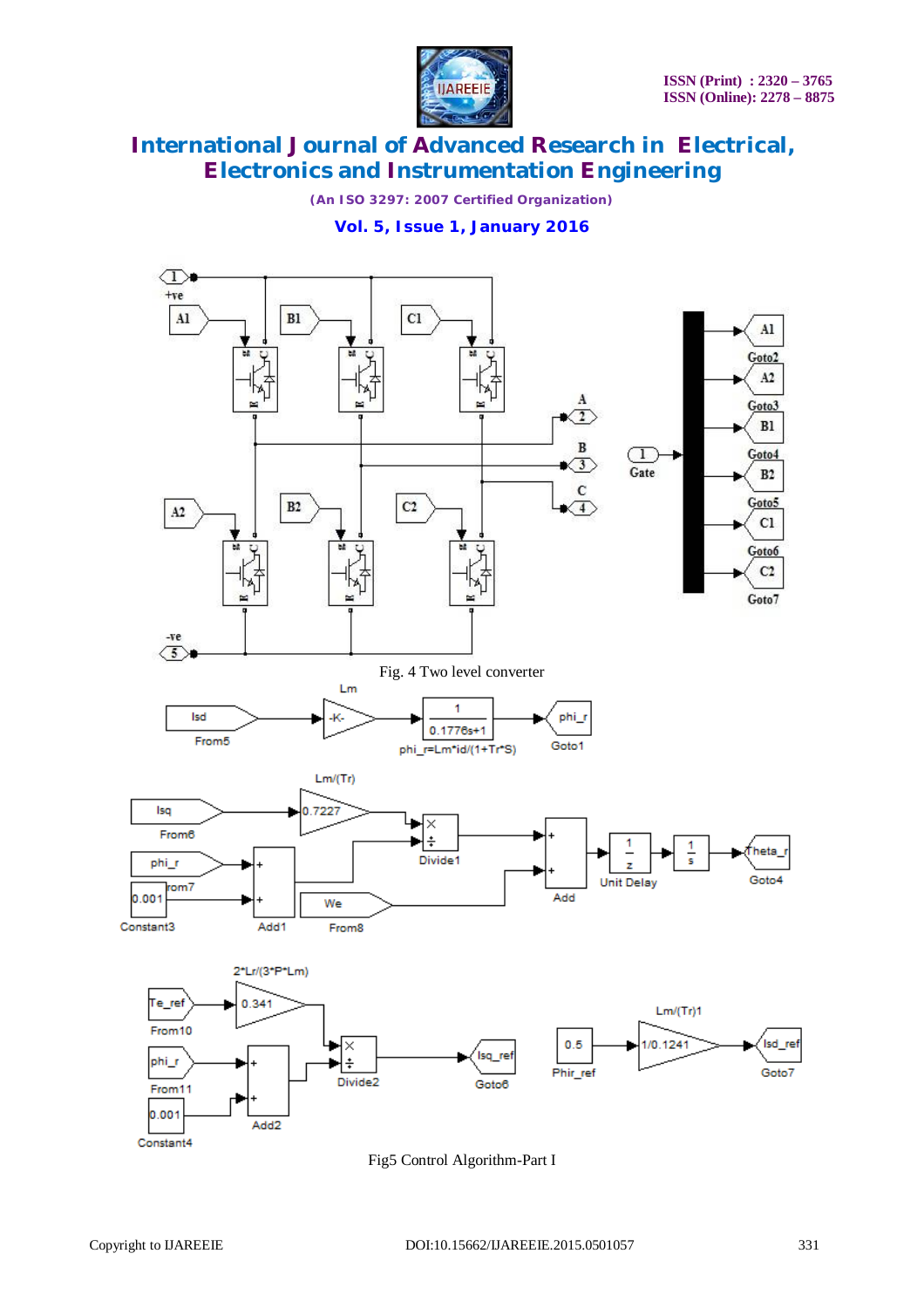Fig. 4 Two level converter

Fig5 Control Algorithm-Part I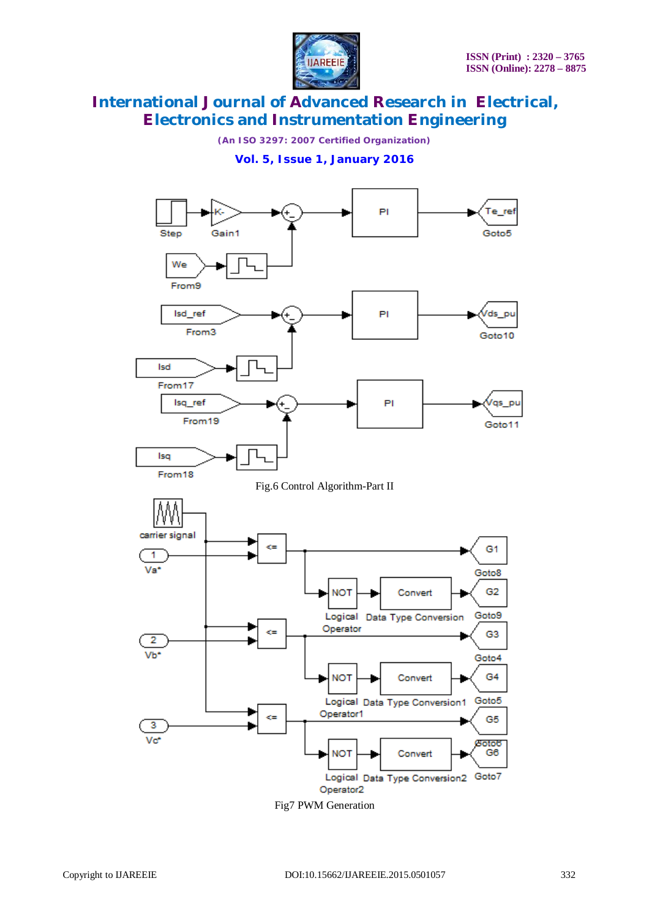Fig.6 Control Algorithm-Part II

Fig7 PWM Generation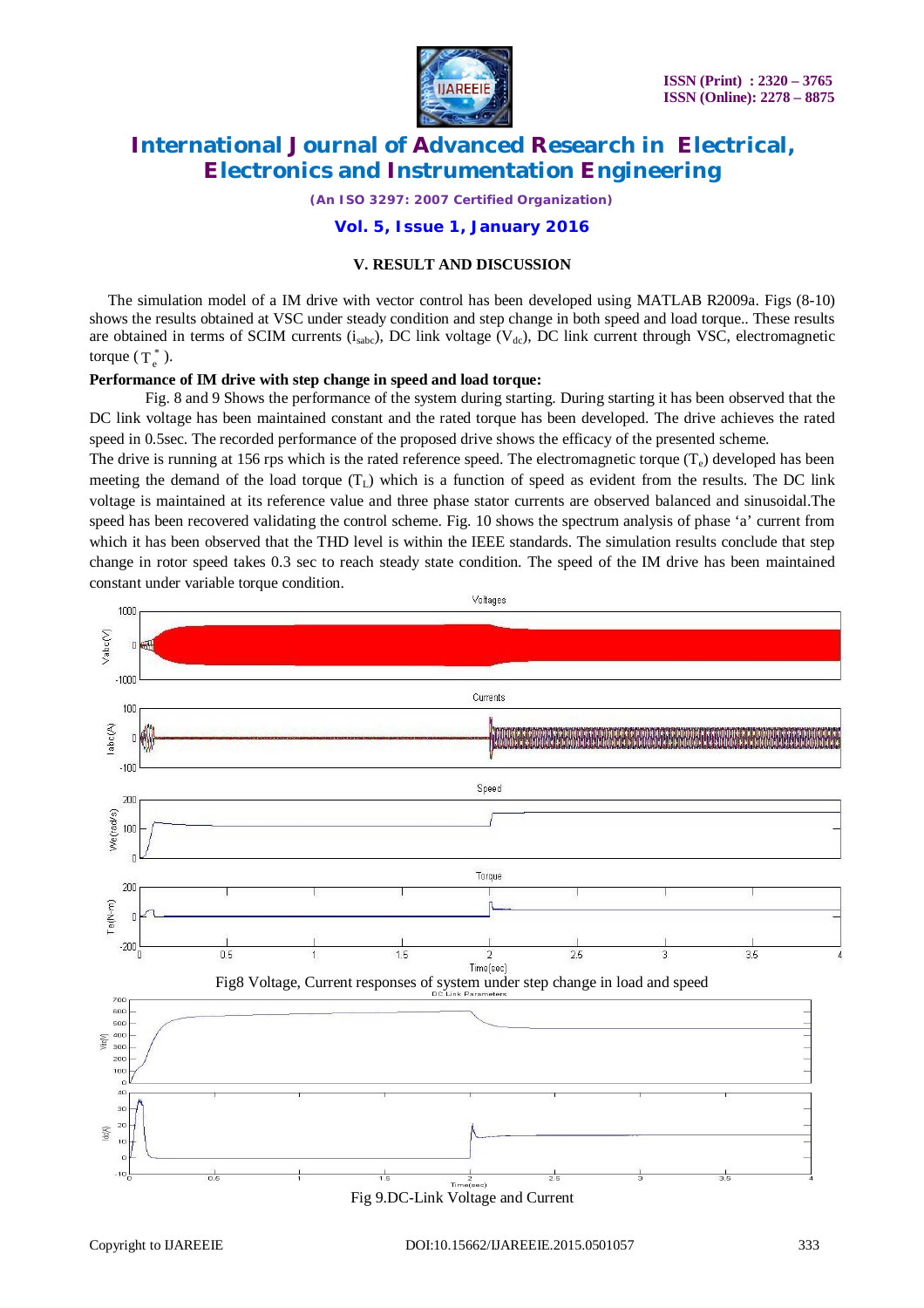## V. RESULT AND DISCUSSION

The simulation model of a IM drive with vector control has been developed using MATLAB R2009a. Figs (8-10) shows the results obtained at VSC under steady condition and step change in both speed and load torque.. These results are obtained in terms of SCIM currents ($i_{sabc}$), DC link voltage ($V_{dc}$), DC link current through VSC, electromagnetic torque ($T_e^*$).

**Performance of IM drive with step change in speed and load torque:**

Fig. 8 and 9 Shows the performance of the system during starting. During starting it has been observed that the DC link voltage has been maintained constant and the rated torque has been developed. The drive achieves the rated speed in 0.5sec. The recorded performance of the proposed drive shows the efficacy of the presented scheme.

The drive is running at 156 rps which is the rated reference speed. The electromagnetic torque ($T_e$) developed has been meeting the demand of the load torque ($T_L$) which is a function of speed as evident from the results. The DC link voltage is maintained at its reference value and three phase stator currents are observed balanced and sinusoidal.The speed has been recovered validating the control scheme. Fig. 10 shows the spectrum analysis of phase 'a' current from which it has been observed that the THD level is within the IEEE standards. The simulation results conclude that step change in rotor speed takes 0.3 sec to reach steady state condition. The speed of the IM drive has been maintained constant under variable torque condition.

Fig8 Voltage, Current responses of system under step change in load and speed

Fig 9.DC-Link Voltage and Current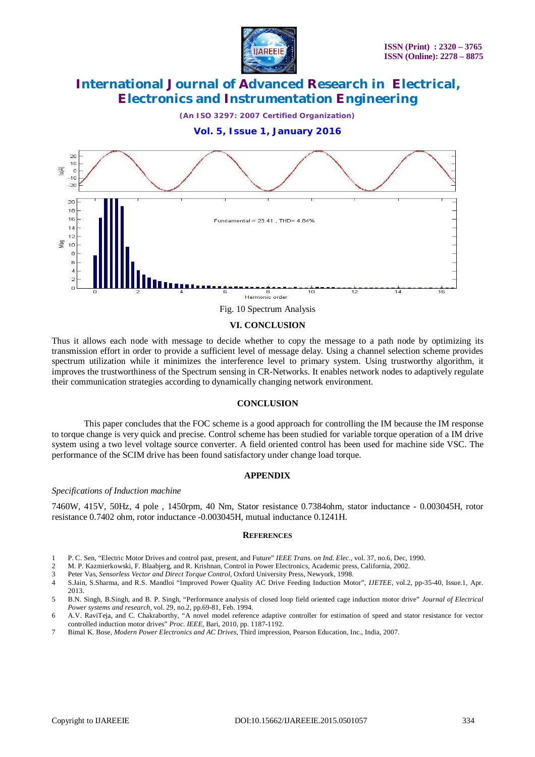Ia(A)
20
10
0
-10
-20

Mag
20
18
16
14
12
10
8
6
4
2
0

Fundamental = 23.41 , THD= 4.64%

0 2 4 6 8 10 12 14 16
Harmonic order

Fig. 10 Spectrum Analysis

## VI. CONCLUSION

Thus it allows each node with message to decide whether to copy the message to a path node by optimizing its transmission effort in order to provide a sufficient level of message delay. Using a channel selection scheme provides spectrum utilization while it minimizes the interference level to primary system. Using trustworthy algorithm, it improves the trustworthiness of the Spectrum sensing in CR-Networks. It enables network nodes to adaptively regulate their communication strategies according to dynamically changing network environment.

## CONCLUSION

This paper concludes that the FOC scheme is a good approach for controlling the IM because the IM response to torque change is very quick and precise. Control scheme has been studied for variable torque operation of a IM drive system using a two level voltage source converter. A field oriented control has been used for machine side VSC. The performance of the SCIM drive has been found satisfactory under change load torque.

## APPENDIX

*Specifications of Induction machine*

7460W, 415V, 50Hz, 4 pole , 1450rpm, 40 Nm, Stator resistance 0.7384ohm, stator inductance - 0.003045H, rotor resistance 0.7402 ohm, rotor inductance -0.003045H, mutual inductance 0.1241H.

## REFERENCES

1. P. C. Sen, "Electric Motor Drives and control past, present, and Future" *IEEE Trans. on Ind. Elec.*, vol. 37, no.6, Dec, 1990.
2. M. P. Kazmierkowski, F. Blaabjerg, and R. Krishnan, Control in Power Electronics, Academic press, California, 2002.
3. Peter Vas, *Sensorless Vector and Direct Torque Control*, Oxford University Press, Newyork, 1998.
4. S.Jain, S.Sharma, and R.S. Mandloi "Improved Power Quality AC Drive Feeding Induction Motor", *IJETEE*, vol.2, pp-35-40, Issue.1, Apr. 2013.
5. B.N. Singh, B.Singh, and B. P. Singh, "Performance analysis of closed loop field oriented cage induction motor drive" *Journal of Electrical Power systems and research*, vol. 29, no.2, pp.69-81, Feb. 1994.
6. A.V. RaviTeja, and C. Chakraborthy, "A novel model reference adaptive controller for estimation of speed and stator resistance for vector controlled induction motor drives" *Proc. IEEE*, Bari, 2010, pp. 1187-1192.
7. Bimal K. Bose, *Modern Power Electronics and AC Drives*, Third impression, Pearson Education, Inc., India, 2007.